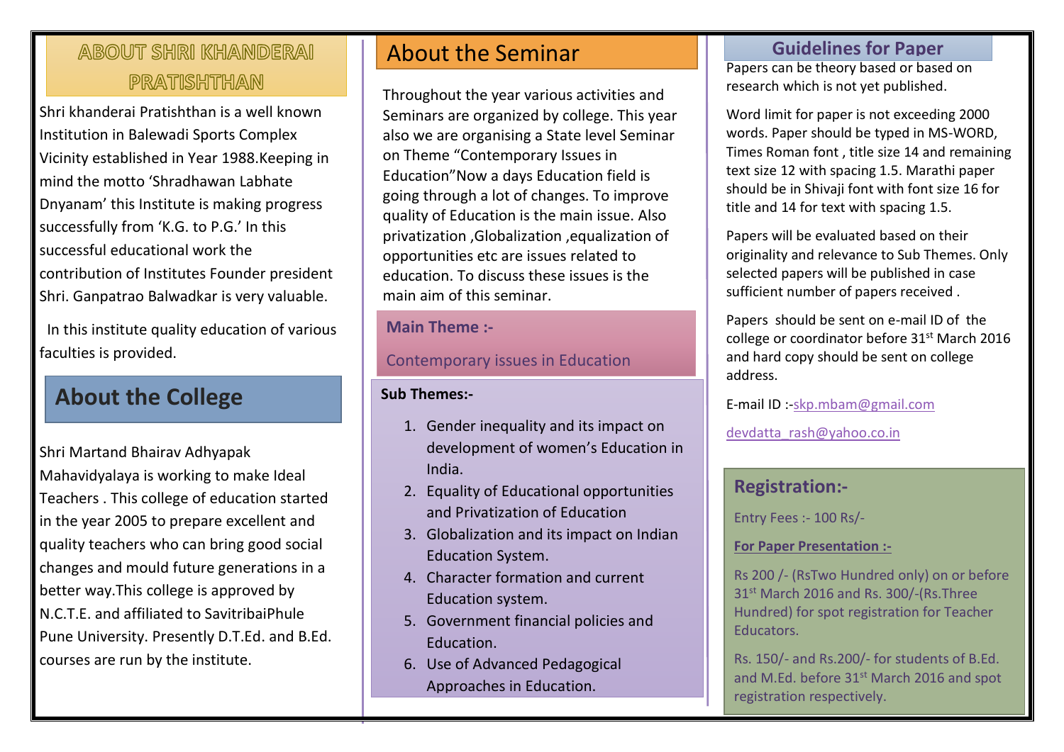## ABOUT SHRI KHANDERAI PRATISHTHAN

Shri khanderai Pratishthan is a well known Institution in Balewadi Sports Complex Vicinity established in Year 1988.Keeping in mind the motto 'Shradhawan Labhate Dnyanam' this Institute is making progress successfully from 'K.G. to P.G.' In this successful educational work the contribution of Institutes Founder president Shri. Ganpatrao Balwadkar is very valuable.

In this institute quality education of various faculties is provided.

## About the College

Shri Martand Bhairav Adhyapak Mahavidyalaya is working to make Ideal Teachers . This college of education started in the year 2005 to prepare excellent and quality teachers who can bring good social changes and mould future generations in a better way.This college is approved by N.C.T.E. and affiliated to SavitribaiPhule Pune University. Presently D.T.Ed. and B.Ed. courses are run by the institute.

## About the Seminar

Throughout the year various activities and Seminars are organized by college. This year also we are organising a State level Seminar on Theme "Contemporary Issues in Education"Now a days Education field is going through a lot of changes. To improve quality of Education is the main issue. Also privatization ,Globalization ,equalization of opportunities etc are issues related to education. To discuss these issues is the main aim of this seminar.

### Main Theme :-

Contemporary issues in Education

**Sub Themes:-**

1. Gender inequality and its impact on development of women's Education in India.
2. Equality of Educational opportunities and Privatization of Education
3. Globalization and its impact on Indian Education System.
4. Character formation and current Education system.
5. Government financial policies and Education.
6. Use of Advanced Pedagogical Approaches in Education.

## Guidelines for Paper

Papers can be theory based or based on research which is not yet published.

Word limit for paper is not exceeding 2000 words. Paper should be typed in MS-WORD, Times Roman font , title size 14 and remaining text size 12 with spacing 1.5. Marathi paper should be in Shivaji font with font size 16 for title and 14 for text with spacing 1.5.

Papers will be evaluated based on their originality and relevance to Sub Themes. Only selected papers will be published in case sufficient number of papers received .

Papers should be sent on e-mail ID of the college or coordinator before 31st March 2016 and hard copy should be sent on college address.

E-mail ID :-skp.mbam@gmail.com

devdatta_rash@yahoo.co.in

### Registration:-

Entry Fees :- 100 Rs/-

**For Paper Presentation :-**

Rs 200 /- (RsTwo Hundred only) on or before 31st March 2016 and Rs. 300/-(Rs.Three Hundred) for spot registration for Teacher Educators.

Rs. 150/- and Rs.200/- for students of B.Ed. and M.Ed. before 31st March 2016 and spot registration respectively.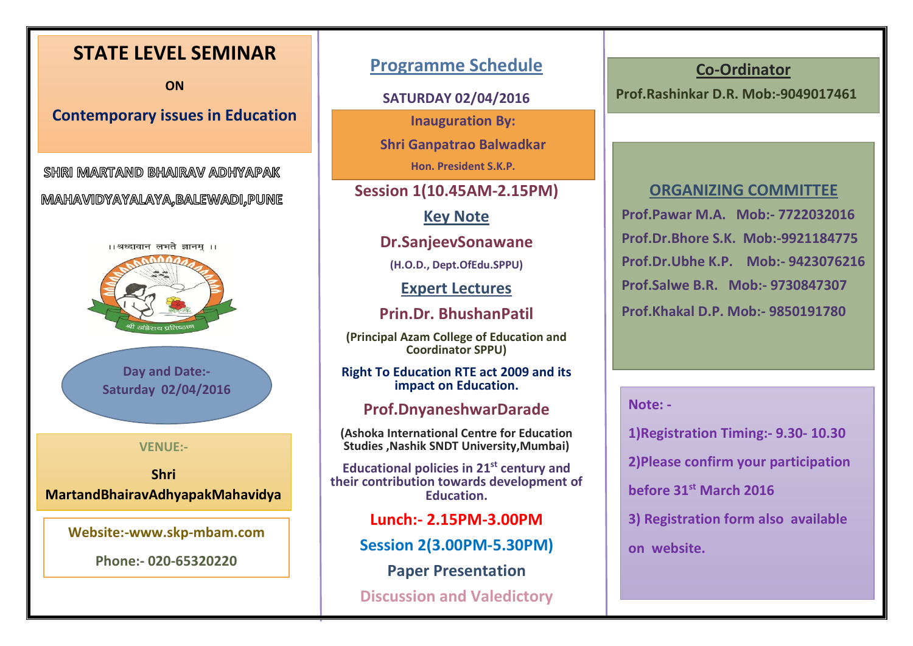# STATE LEVEL SEMINAR

**ON**

## Contemporary issues in Education

SHRI MARTAND BHAIRAV ADHYAPAK MAHAVIDYAYALAYA,BALEWADI,PUNE

।।श्रध्दावान लभते ज्ञानम् ।।

श्री खंडेराय प्रतिष्ठान

**Day and Date:-**
**Saturday 02/04/2016**

**VENUE:-**

**Shri MartandBhairavAdhyapakMahavidya**

**Website:-www.skp-mbam.com**

**Phone:- 020-65320220**

## Programme Schedule

**SATURDAY 02/04/2016**

**Inauguration By:**

**Shri Ganpatrao Balwadkar**

**Hon. President S.K.P.**

**Session 1(10.45AM-2.15PM)**

### Key Note

**Dr.SanjeevSonawane**

**(H.O.D., Dept.OfEdu.SPPU)**

### Expert Lectures

**Prin.Dr. BhushanPatil**

**(Principal Azam College of Education and Coordinator SPPU)**

**Right To Education RTE act 2009 and its impact on Education.**

**Prof.DnyaneshwarDarade**

**(Ashoka International Centre for Education Studies ,Nashik SNDT University,Mumbai)**

**Educational policies in 21st century and their contribution towards development of Education.**

**Lunch:- 2.15PM-3.00PM**

**Session 2(3.00PM-5.30PM)**

**Paper Presentation**

**Discussion and Valedictory**

### Co-Ordinator

**Prof.Rashinkar D.R. Mob:-9049017461**

### ORGANIZING COMMITTEE

**Prof.Pawar M.A. Mob:- 7722032016**

**Prof.Dr.Bhore S.K. Mob:-9921184775**

**Prof.Dr.Ubhe K.P. Mob:- 9423076216**

**Prof.Salwe B.R. Mob:- 9730847307**

**Prof.Khakal D.P. Mob:- 9850191780**

**Note: -**

**1)Registration Timing:- 9.30- 10.30**

**2)Please confirm your participation before 31st March 2016**

**3) Registration form also available on website.**